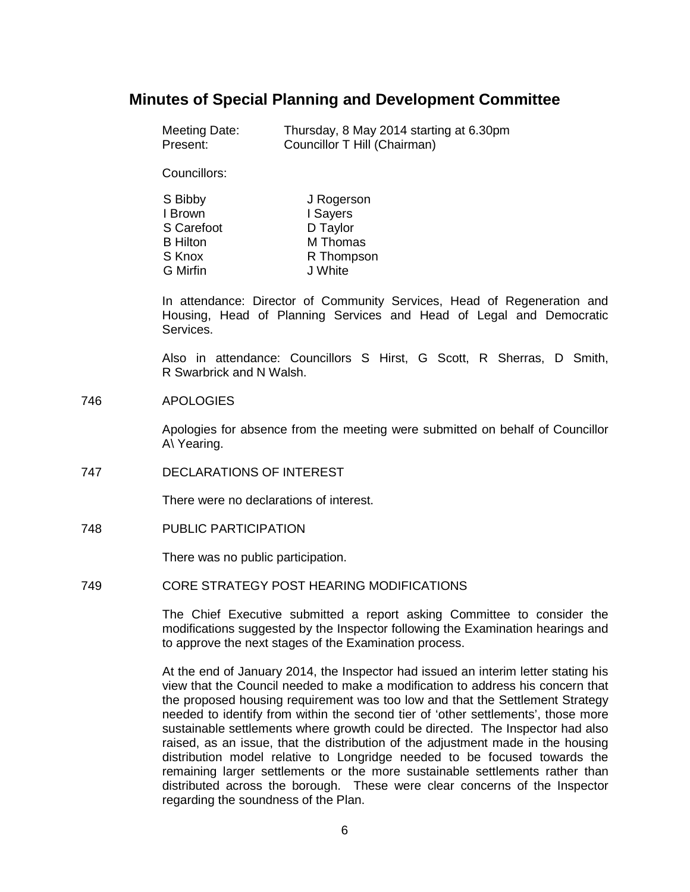# Minutes of Special Planning and Development Committee

Meeting Date: Thursday, 8 May 2014 starting at 6.30pm

Present: Councillor T Hill (Chairman)

Councillors:

| | |
|---|---|
| S Bibby | J Rogerson |
| I Brown | I Sayers |
| S Carefoot | D Taylor |
| B Hilton | M Thomas |
| S Knox | R Thompson |
| G Mirfin | J White |

In attendance: Director of Community Services, Head of Regeneration and Housing, Head of Planning Services and Head of Legal and Democratic Services.

Also in attendance: Councillors S Hirst, G Scott, R Sherras, D Smith, R Swarbrick and N Walsh.

746 APOLOGIES

Apologies for absence from the meeting were submitted on behalf of Councillor A\ Yearing.

747 DECLARATIONS OF INTEREST

There were no declarations of interest.

748 PUBLIC PARTICIPATION

There was no public participation.

749 CORE STRATEGY POST HEARING MODIFICATIONS

The Chief Executive submitted a report asking Committee to consider the modifications suggested by the Inspector following the Examination hearings and to approve the next stages of the Examination process.

At the end of January 2014, the Inspector had issued an interim letter stating his view that the Council needed to make a modification to address his concern that the proposed housing requirement was too low and that the Settlement Strategy needed to identify from within the second tier of 'other settlements', those more sustainable settlements where growth could be directed. The Inspector had also raised, as an issue, that the distribution of the adjustment made in the housing distribution model relative to Longridge needed to be focused towards the remaining larger settlements or the more sustainable settlements rather than distributed across the borough. These were clear concerns of the Inspector regarding the soundness of the Plan.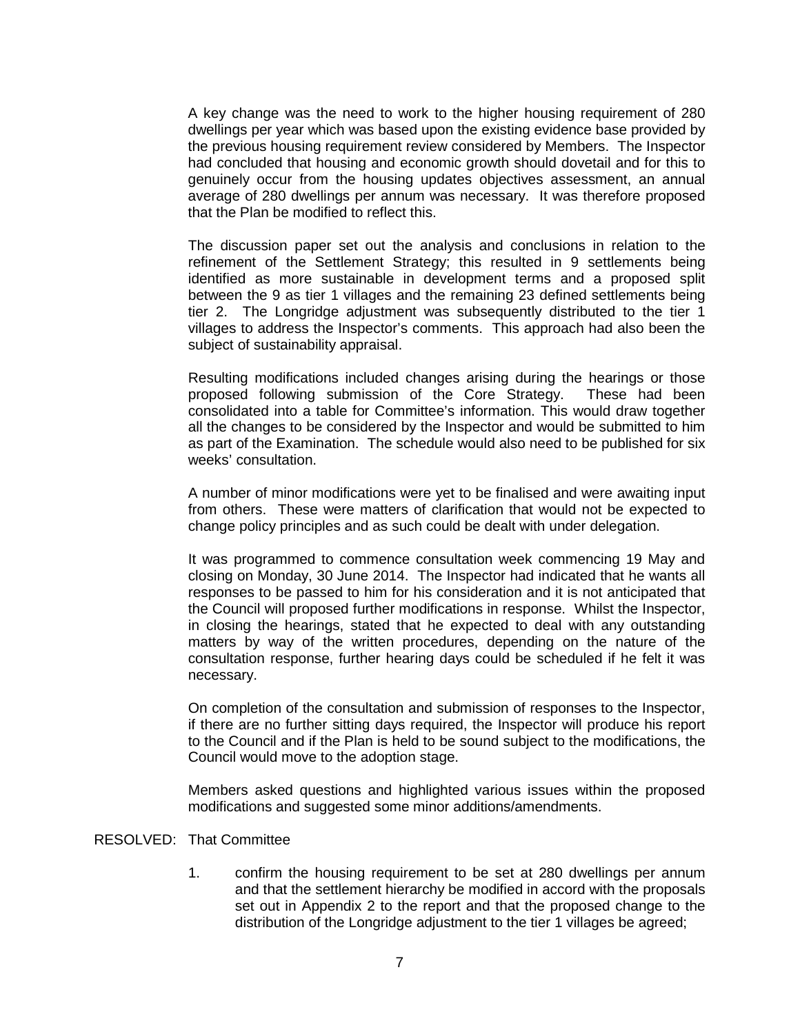A key change was the need to work to the higher housing requirement of 280 dwellings per year which was based upon the existing evidence base provided by the previous housing requirement review considered by Members. The Inspector had concluded that housing and economic growth should dovetail and for this to genuinely occur from the housing updates objectives assessment, an annual average of 280 dwellings per annum was necessary. It was therefore proposed that the Plan be modified to reflect this.

The discussion paper set out the analysis and conclusions in relation to the refinement of the Settlement Strategy; this resulted in 9 settlements being identified as more sustainable in development terms and a proposed split between the 9 as tier 1 villages and the remaining 23 defined settlements being tier 2. The Longridge adjustment was subsequently distributed to the tier 1 villages to address the Inspector's comments. This approach had also been the subject of sustainability appraisal.

Resulting modifications included changes arising during the hearings or those proposed following submission of the Core Strategy. These had been consolidated into a table for Committee's information. This would draw together all the changes to be considered by the Inspector and would be submitted to him as part of the Examination. The schedule would also need to be published for six weeks' consultation.

A number of minor modifications were yet to be finalised and were awaiting input from others. These were matters of clarification that would not be expected to change policy principles and as such could be dealt with under delegation.

It was programmed to commence consultation week commencing 19 May and closing on Monday, 30 June 2014. The Inspector had indicated that he wants all responses to be passed to him for his consideration and it is not anticipated that the Council will proposed further modifications in response. Whilst the Inspector, in closing the hearings, stated that he expected to deal with any outstanding matters by way of the written procedures, depending on the nature of the consultation response, further hearing days could be scheduled if he felt it was necessary.

On completion of the consultation and submission of responses to the Inspector, if there are no further sitting days required, the Inspector will produce his report to the Council and if the Plan is held to be sound subject to the modifications, the Council would move to the adoption stage.

Members asked questions and highlighted various issues within the proposed modifications and suggested some minor additions/amendments.

RESOLVED: That Committee

1. confirm the housing requirement to be set at 280 dwellings per annum and that the settlement hierarchy be modified in accord with the proposals set out in Appendix 2 to the report and that the proposed change to the distribution of the Longridge adjustment to the tier 1 villages be agreed;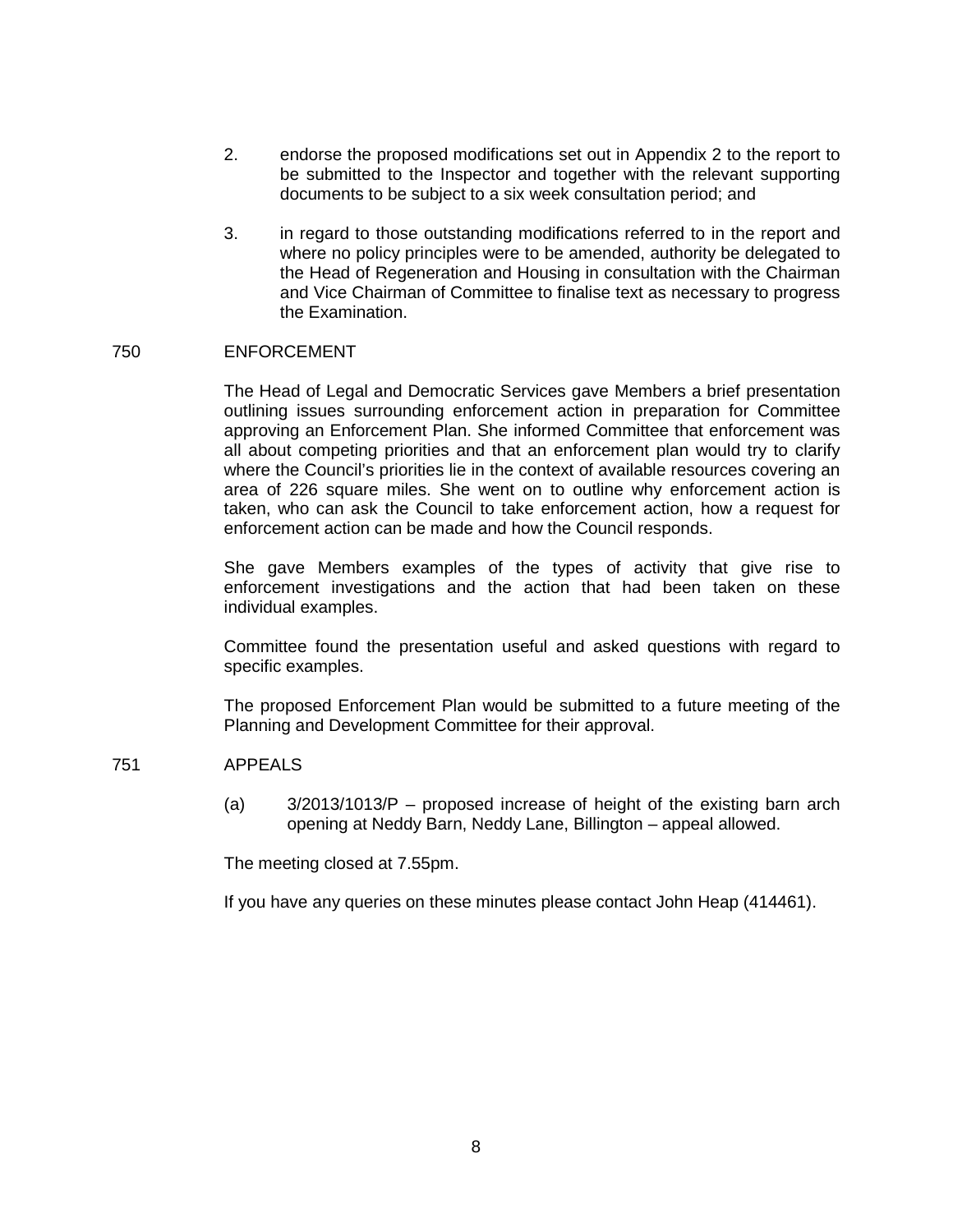2. endorse the proposed modifications set out in Appendix 2 to the report to be submitted to the Inspector and together with the relevant supporting documents to be subject to a six week consultation period; and

3. in regard to those outstanding modifications referred to in the report and where no policy principles were to be amended, authority be delegated to the Head of Regeneration and Housing in consultation with the Chairman and Vice Chairman of Committee to finalise text as necessary to progress the Examination.

750 ENFORCEMENT

The Head of Legal and Democratic Services gave Members a brief presentation outlining issues surrounding enforcement action in preparation for Committee approving an Enforcement Plan. She informed Committee that enforcement was all about competing priorities and that an enforcement plan would try to clarify where the Council's priorities lie in the context of available resources covering an area of 226 square miles. She went on to outline why enforcement action is taken, who can ask the Council to take enforcement action, how a request for enforcement action can be made and how the Council responds.

She gave Members examples of the types of activity that give rise to enforcement investigations and the action that had been taken on these individual examples.

Committee found the presentation useful and asked questions with regard to specific examples.

The proposed Enforcement Plan would be submitted to a future meeting of the Planning and Development Committee for their approval.

751 APPEALS

(a) 3/2013/1013/P – proposed increase of height of the existing barn arch opening at Neddy Barn, Neddy Lane, Billington – appeal allowed.

The meeting closed at 7.55pm.

If you have any queries on these minutes please contact John Heap (414461).